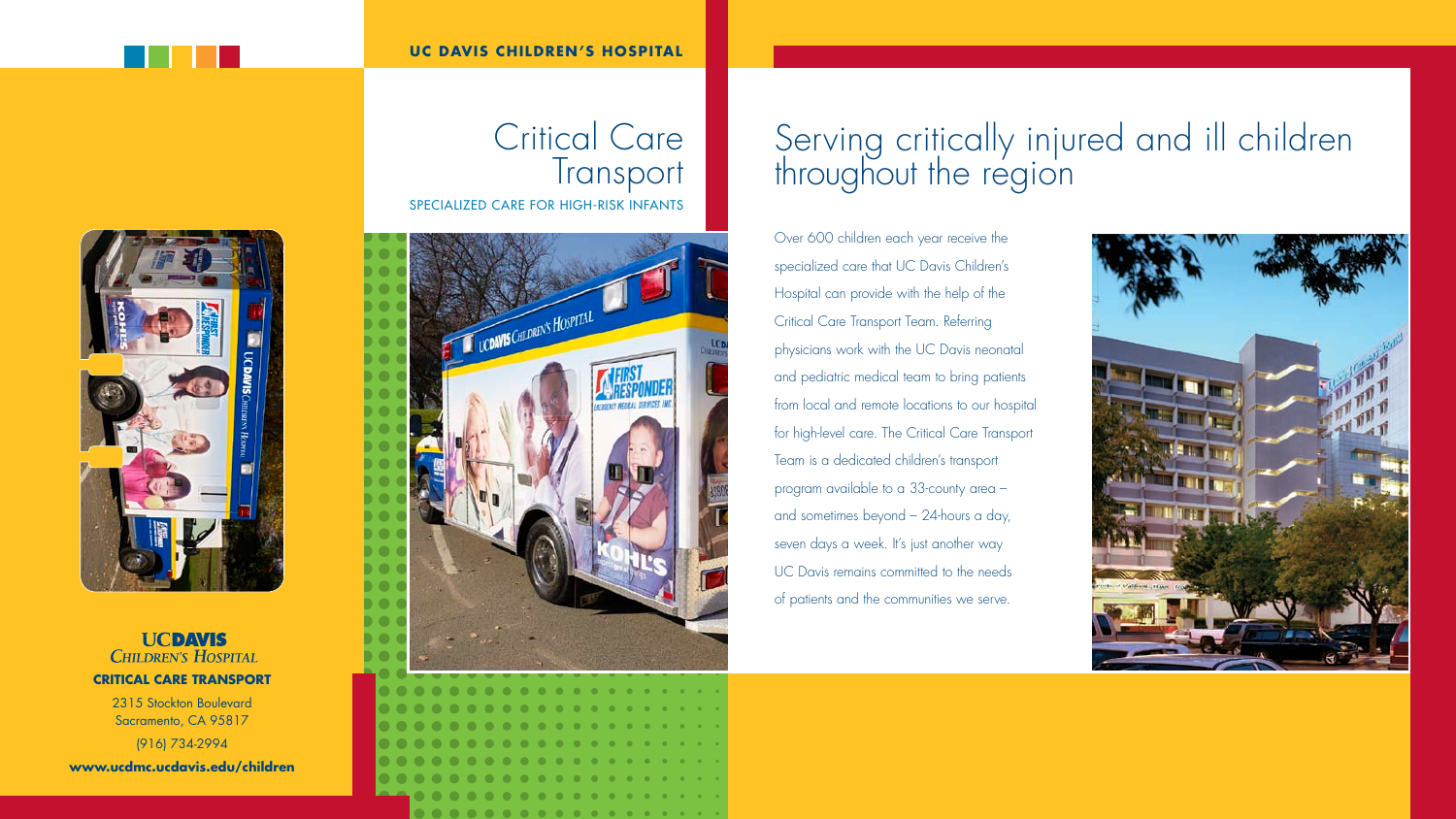**UC DAVIS CHILDREN'S HOSPITAL**

# Critical Care Transport

SPECIALIZED CARE FOR HIGH-RISK INFANTS

## Serving critically injured and ill children throughout the region

Over 600 children each year receive the specialized care that UC Davis Children's Hospital can provide with the help of the Critical Care Transport Team. Referring physicians work with the UC Davis neonatal and pediatric medical team to bring patients from local and remote locations to our hospital for high-level care. The Critical Care Transport Team is a dedicated children's transport program available to a 33-county area – and sometimes beyond – 24-hours a day, seven days a week. It's just another way UC Davis remains committed to the needs of patients and the communities we serve.

**UCDAVIS**
*CHILDREN'S HOSPITAL*

**CRITICAL CARE TRANSPORT**

2315 Stockton Boulevard
Sacramento, CA 95817

(916) 734-2994

**www.ucdmc.ucdavis.edu/children**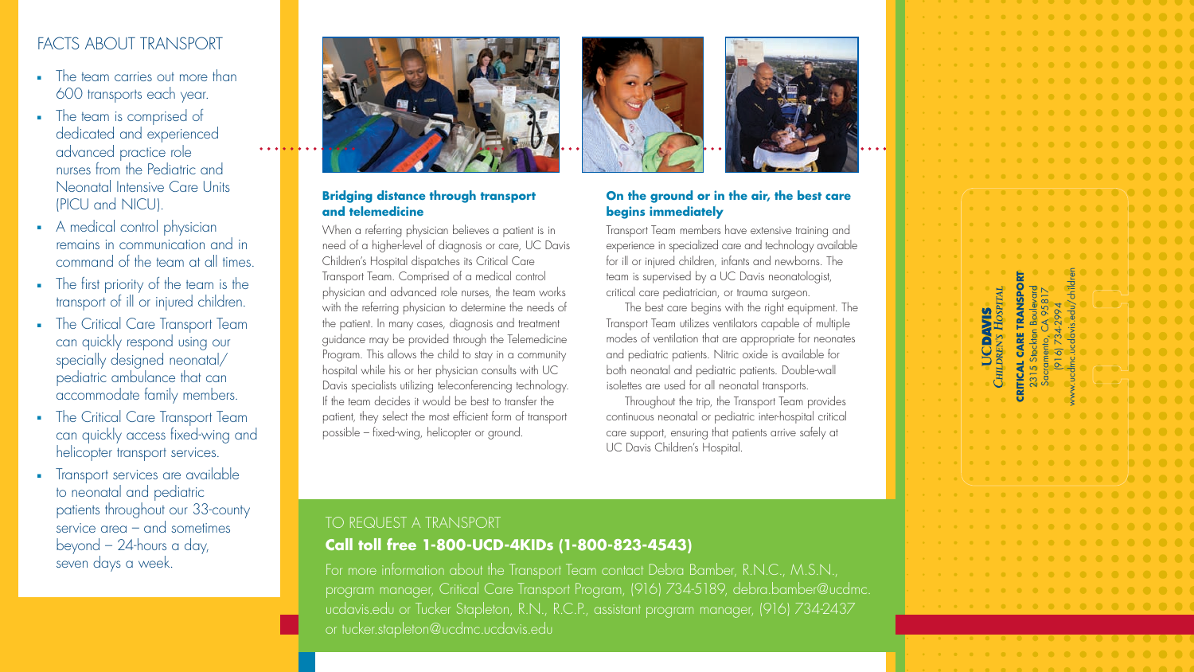## FACTS ABOUT TRANSPORT

- The team carries out more than 600 transports each year.
- The team is comprised of dedicated and experienced advanced practice role nurses from the Pediatric and Neonatal Intensive Care Units (PICU and NICU).
- A medical control physician remains in communication and in command of the team at all times.
- The first priority of the team is the transport of ill or injured children.
- The Critical Care Transport Team can quickly respond using our specially designed neonatal/pediatric ambulance that can accommodate family members.
- The Critical Care Transport Team can quickly access fixed-wing and helicopter transport services.
- Transport services are available to neonatal and pediatric patients throughout our 33-county service area – and sometimes beyond – 24-hours a day, seven days a week.

### Bridging distance through transport and telemedicine

When a referring physician believes a patient is in need of a higher-level of diagnosis or care, UC Davis Children's Hospital dispatches its Critical Care Transport Team. Comprised of a medical control physician and advanced role nurses, the team works with the referring physician to determine the needs of the patient. In many cases, diagnosis and treatment guidance may be provided through the Telemedicine Program. This allows the child to stay in a community hospital while his or her physician consults with UC Davis specialists utilizing teleconferencing technology. If the team decides it would be best to transfer the patient, they select the most efficient form of transport possible – fixed-wing, helicopter or ground.

### On the ground or in the air, the best care begins immediately

Transport Team members have extensive training and experience in specialized care and technology available for ill or injured children, infants and newborns. The team is supervised by a UC Davis neonatologist, critical care pediatrician, or trauma surgeon.

The best care begins with the right equipment. The Transport Team utilizes ventilators capable of multiple modes of ventilation that are appropriate for neonates and pediatric patients. Nitric oxide is available for both neonatal and pediatric patients. Double-wall isolettes are used for all neonatal transports.

Throughout the trip, the Transport Team provides continuous neonatal or pediatric inter-hospital critical care support, ensuring that patients arrive safely at UC Davis Children's Hospital.

## TO REQUEST A TRANSPORT

**Call toll free 1-800-UCD-4KIDs (1-800-823-4543)**

For more information about the Transport Team contact Debra Bamber, R.N.C., M.S.N., program manager, Critical Care Transport Program, (916) 734-5189, debra.bamber@ucdmc.ucdavis.edu or Tucker Stapleton, R.N., R.C.P., assistant program manager, (916) 734-2437 or tucker.stapleton@ucdmc.ucdavis.edu

**UC DAVIS**
*CHILDREN'S HOSPITAL*

**CRITICAL CARE TRANSPORT**
2315 Stockton Boulevard
Sacramento, CA 95817
(916) 734-2994
www.ucdmc.ucdavis.edu/children